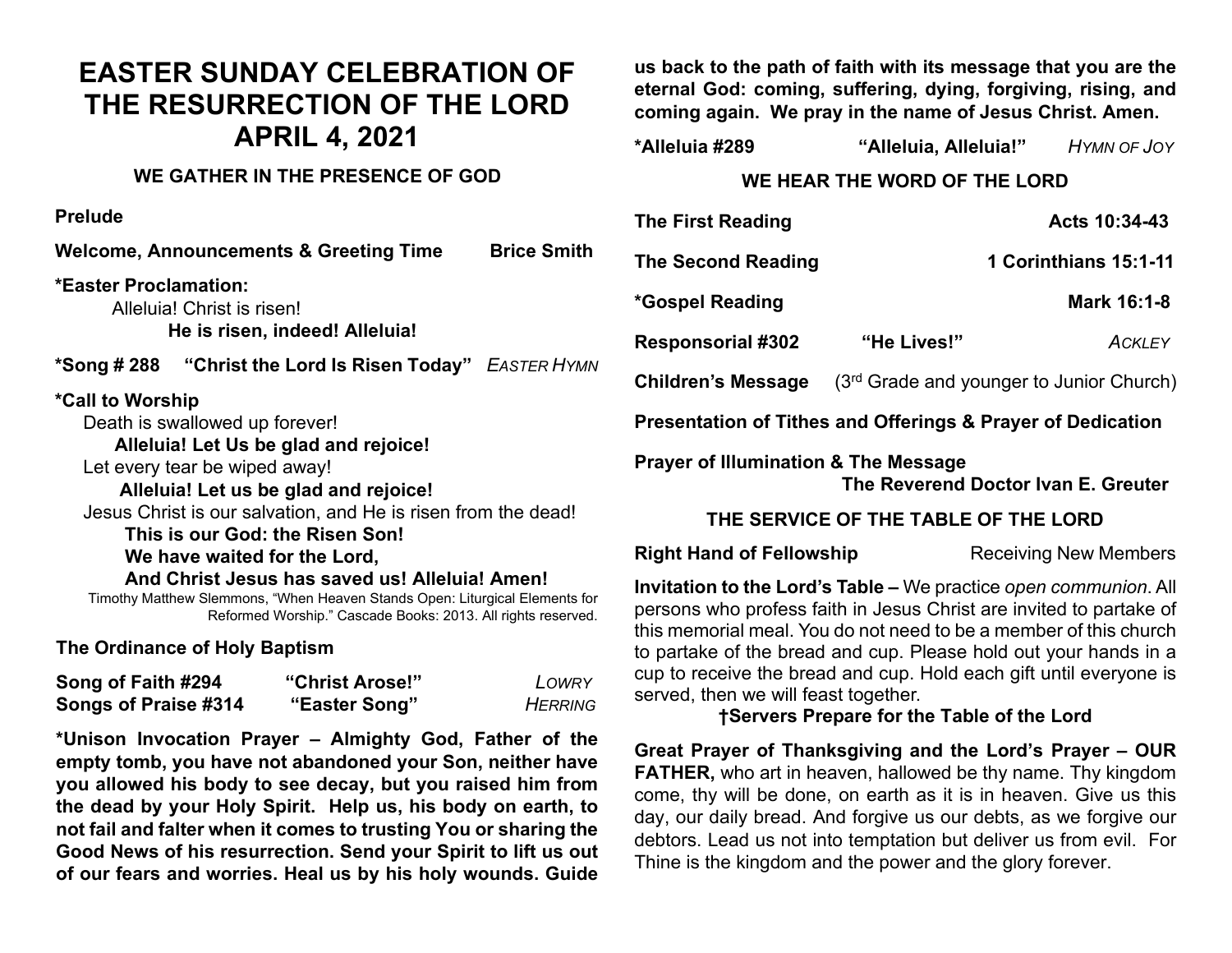# EASTER SUNDAY CELEBRATION OF THE RESURRECTION OF THE LORD APRIL 4, 2021

## WE GATHER IN THE PRESENCE OF GOD

**Prelude**

**Welcome, Announcements & Greeting Time** **Brice Smith**

**\*Easter Proclamation:**

Alleluia! Christ is risen!

**He is risen, indeed! Alleluia!**

**\*Song # 288 "Christ the Lord Is Risen Today"** *EASTER HYMN*

**\*Call to Worship**

Death is swallowed up forever!

**Alleluia! Let Us be glad and rejoice!**

Let every tear be wiped away!

**Alleluia! Let us be glad and rejoice!**

Jesus Christ is our salvation, and He is risen from the dead!

**This is our God: the Risen Son!**
**We have waited for the Lord,**
**And Christ Jesus has saved us! Alleluia! Amen!**

Timothy Matthew Slemmons, "When Heaven Stands Open: Liturgical Elements for Reformed Worship." Cascade Books: 2013. All rights reserved.

**The Ordinance of Holy Baptism**

**Song of Faith #294 "Christ Arose!"** *LOWRY*
**Songs of Praise #314 "Easter Song"** *HERRING*

**\*Unison Invocation Prayer – Almighty God, Father of the empty tomb, you have not abandoned your Son, neither have you allowed his body to see decay, but you raised him from the dead by your Holy Spirit. Help us, his body on earth, to not fail and falter when it comes to trusting You or sharing the Good News of his resurrection. Send your Spirit to lift us out of our fears and worries. Heal us by his holy wounds. Guide us back to the path of faith with its message that you are the eternal God: coming, suffering, dying, forgiving, rising, and coming again. We pray in the name of Jesus Christ. Amen.**

**\*Alleluia #289 "Alleluia, Alleluia!"** *HYMN OF JOY*

## WE HEAR THE WORD OF THE LORD

**The First Reading** **Acts 10:34-43**

**The Second Reading** **1 Corinthians 15:1-11**

**\*Gospel Reading** **Mark 16:1-8**

**Responsorial #302 "He Lives!"** *ACKLEY*

**Children's Message** (3rd Grade and younger to Junior Church)

**Presentation of Tithes and Offerings & Prayer of Dedication**

**Prayer of Illumination & The Message**
**The Reverend Doctor Ivan E. Greuter**

## THE SERVICE OF THE TABLE OF THE LORD

**Right Hand of Fellowship** Receiving New Members

**Invitation to the Lord's Table –** We practice *open communion*. All persons who profess faith in Jesus Christ are invited to partake of this memorial meal. You do not need to be a member of this church to partake of the bread and cup. Please hold out your hands in a cup to receive the bread and cup. Hold each gift until everyone is served, then we will feast together.

**†Servers Prepare for the Table of the Lord**

**Great Prayer of Thanksgiving and the Lord's Prayer – OUR FATHER,** who art in heaven, hallowed be thy name. Thy kingdom come, thy will be done, on earth as it is in heaven. Give us this day, our daily bread. And forgive us our debts, as we forgive our debtors. Lead us not into temptation but deliver us from evil. For Thine is the kingdom and the power and the glory forever.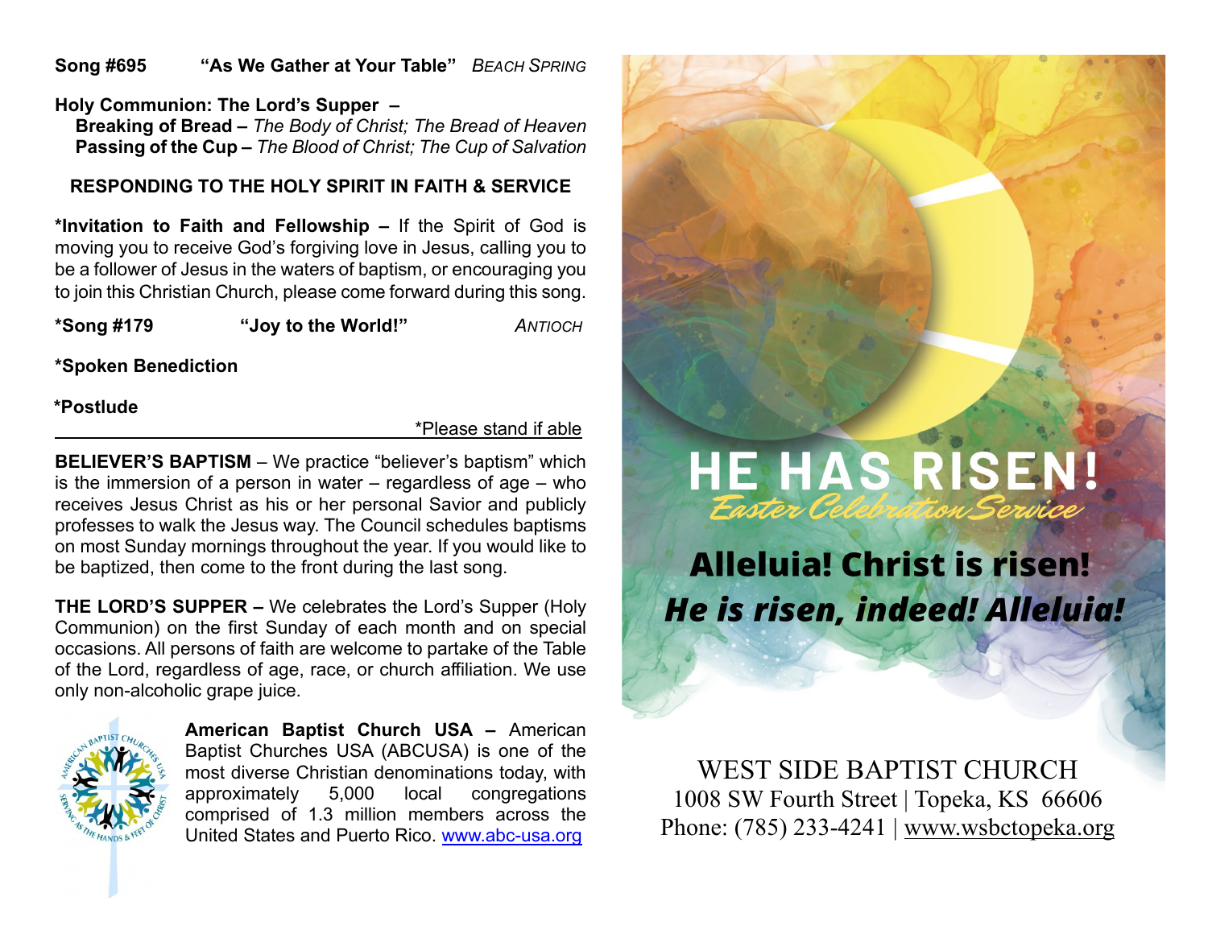**Song #695** **"As We Gather at Your Table"** *BEACH SPRING*

**Holy Communion: The Lord's Supper –**
**Breaking of Bread –** *The Body of Christ; The Bread of Heaven*
**Passing of the Cup –** *The Blood of Christ; The Cup of Salvation*

## RESPONDING TO THE HOLY SPIRIT IN FAITH & SERVICE

**\*Invitation to Faith and Fellowship –** If the Spirit of God is moving you to receive God's forgiving love in Jesus, calling you to be a follower of Jesus in the waters of baptism, or encouraging you to join this Christian Church, please come forward during this song.

**\*Song #179** **"Joy to the World!"** *ANTIOCH*

**\*Spoken Benediction**

**\*Postlude**

\*Please stand if able

---

**BELIEVER'S BAPTISM** – We practice "believer's baptism" which is the immersion of a person in water – regardless of age – who receives Jesus Christ as his or her personal Savior and publicly professes to walk the Jesus way. The Council schedules baptisms on most Sunday mornings throughout the year. If you would like to be baptized, then come to the front during the last song.

**THE LORD'S SUPPER –** We celebrates the Lord's Supper (Holy Communion) on the first Sunday of each month and on special occasions. All persons of faith are welcome to partake of the Table of the Lord, regardless of age, race, or church affiliation. We use only non-alcoholic grape juice.

**American Baptist Church USA –** American Baptist Churches USA (ABCUSA) is one of the most diverse Christian denominations today, with approximately 5,000 local congregations comprised of 1.3 million members across the United States and Puerto Rico. www.abc-usa.org

# HE HAS RISEN!

*Easter Celebration Service*

**Alleluia! Christ is risen!**
***He is risen, indeed! Alleluia!***

WEST SIDE BAPTIST CHURCH
1008 SW Fourth Street | Topeka, KS 66606
Phone: (785) 233-4241 | www.wsbctopeka.org